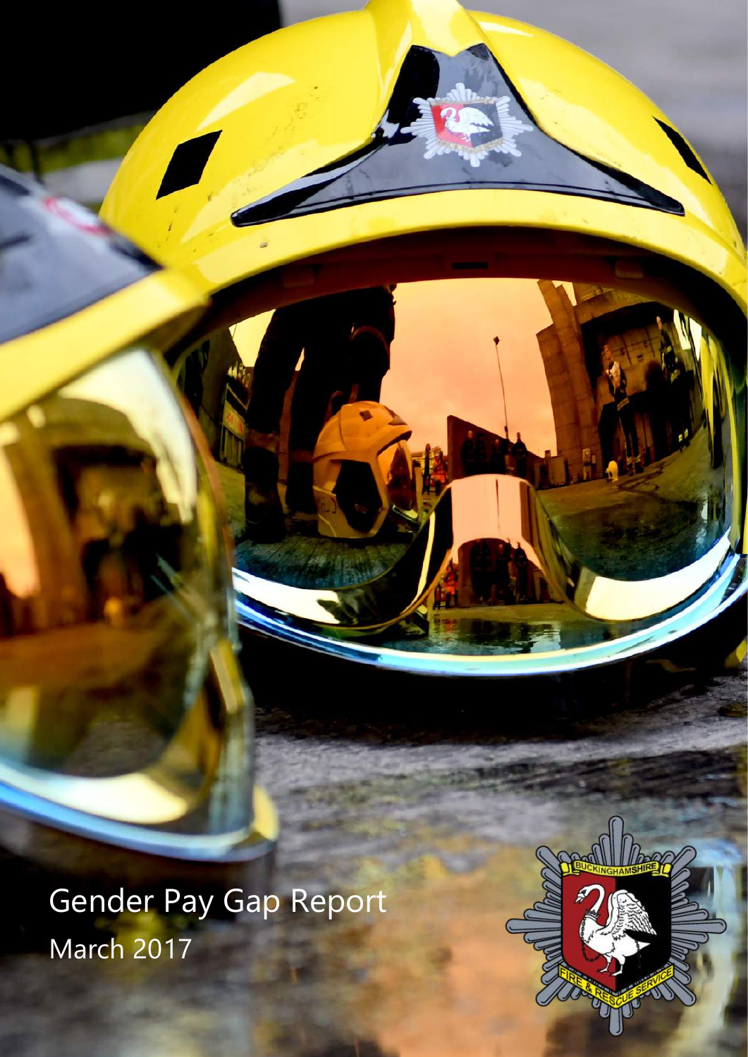# Gender Pay Gap Report

March 2017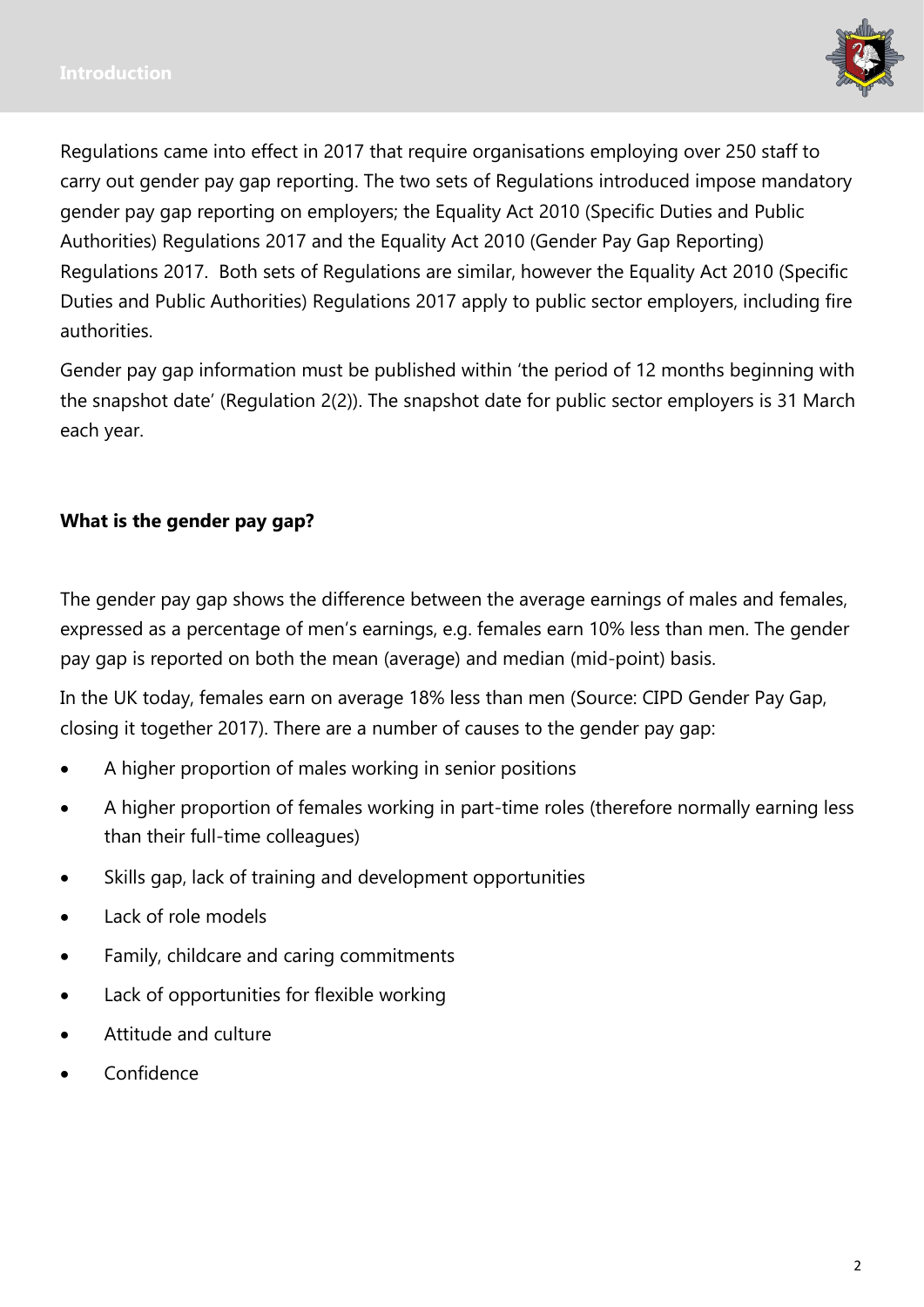Regulations came into effect in 2017 that require organisations employing over 250 staff to carry out gender pay gap reporting. The two sets of Regulations introduced impose mandatory gender pay gap reporting on employers; the Equality Act 2010 (Specific Duties and Public Authorities) Regulations 2017 and the Equality Act 2010 (Gender Pay Gap Reporting) Regulations 2017. Both sets of Regulations are similar, however the Equality Act 2010 (Specific Duties and Public Authorities) Regulations 2017 apply to public sector employers, including fire authorities.

Gender pay gap information must be published within 'the period of 12 months beginning with the snapshot date' (Regulation 2(2)). The snapshot date for public sector employers is 31 March each year.

**What is the gender pay gap?**

The gender pay gap shows the difference between the average earnings of males and females, expressed as a percentage of men's earnings, e.g. females earn 10% less than men. The gender pay gap is reported on both the mean (average) and median (mid-point) basis.

In the UK today, females earn on average 18% less than men (Source: CIPD Gender Pay Gap, closing it together 2017). There are a number of causes to the gender pay gap:

- A higher proportion of males working in senior positions
- A higher proportion of females working in part-time roles (therefore normally earning less than their full-time colleagues)
- Skills gap, lack of training and development opportunities
- Lack of role models
- Family, childcare and caring commitments
- Lack of opportunities for flexible working
- Attitude and culture
- Confidence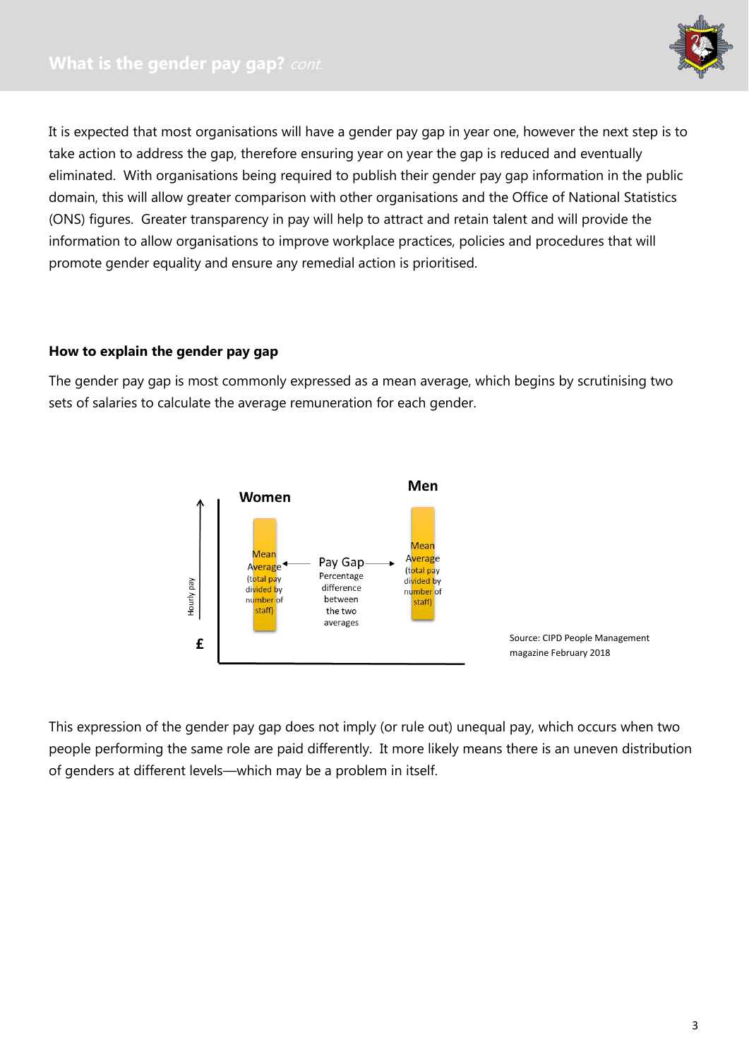## What is the gender pay gap? *cont.*

It is expected that most organisations will have a gender pay gap in year one, however the next step is to take action to address the gap, therefore ensuring year on year the gap is reduced and eventually eliminated. With organisations being required to publish their gender pay gap information in the public domain, this will allow greater comparison with other organisations and the Office of National Statistics (ONS) figures. Greater transparency in pay will help to attract and retain talent and will provide the information to allow organisations to improve workplace practices, policies and procedures that will promote gender equality and ensure any remedial action is prioritised.

### How to explain the gender pay gap

The gender pay gap is most commonly expressed as a mean average, which begins by scrutinising two sets of salaries to calculate the average remuneration for each gender.

Women — Mean Average (total pay divided by number of staff)

Pay Gap — Percentage difference between the two averages

Men — Mean Average (total pay divided by number of staff)

Hourly pay £

Source: CIPD People Management magazine February 2018

This expression of the gender pay gap does not imply (or rule out) unequal pay, which occurs when two people performing the same role are paid differently. It more likely means there is an uneven distribution of genders at different levels—which may be a problem in itself.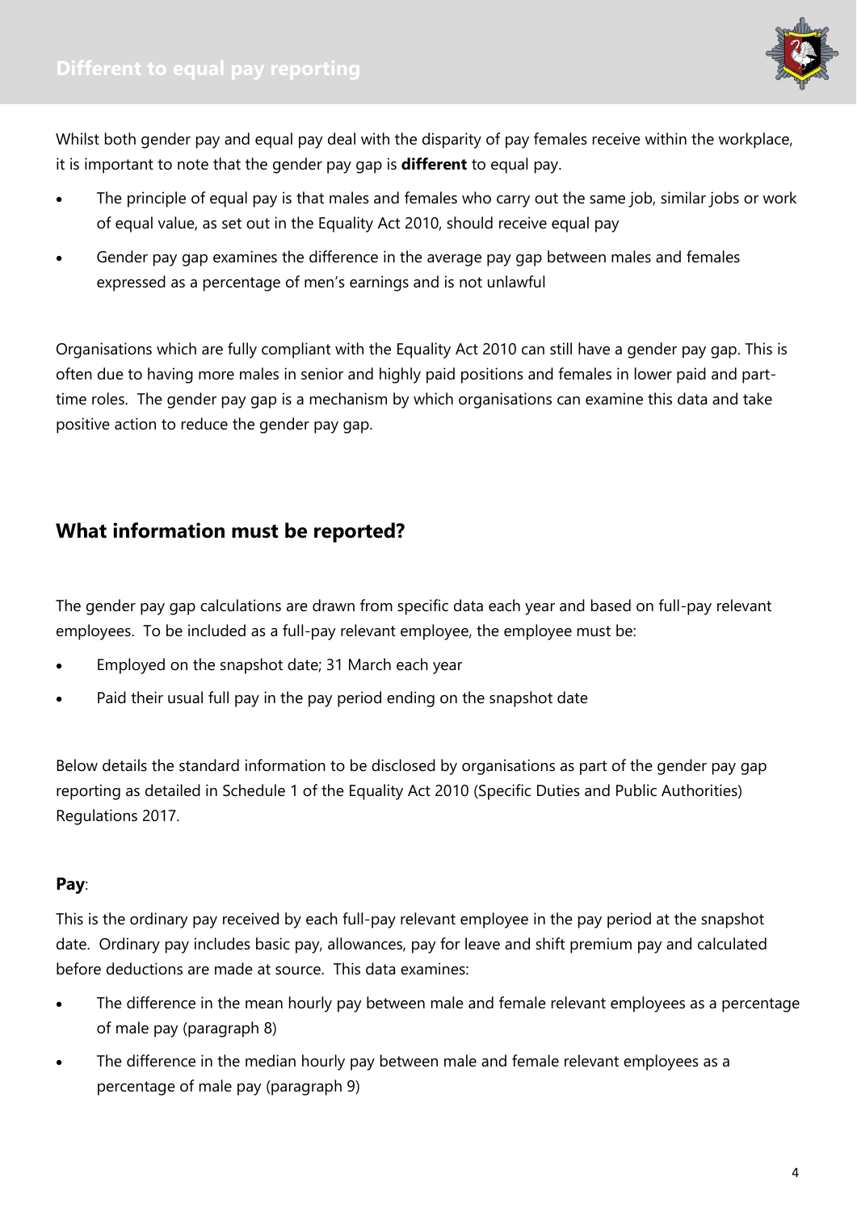## Different to equal pay reporting

Whilst both gender pay and equal pay deal with the disparity of pay females receive within the workplace, it is important to note that the gender pay gap is **different** to equal pay.

- The principle of equal pay is that males and females who carry out the same job, similar jobs or work of equal value, as set out in the Equality Act 2010, should receive equal pay
- Gender pay gap examines the difference in the average pay gap between males and females expressed as a percentage of men's earnings and is not unlawful

Organisations which are fully compliant with the Equality Act 2010 can still have a gender pay gap. This is often due to having more males in senior and highly paid positions and females in lower paid and part-time roles. The gender pay gap is a mechanism by which organisations can examine this data and take positive action to reduce the gender pay gap.

## What information must be reported?

The gender pay gap calculations are drawn from specific data each year and based on full-pay relevant employees. To be included as a full-pay relevant employee, the employee must be:

- Employed on the snapshot date; 31 March each year
- Paid their usual full pay in the pay period ending on the snapshot date

Below details the standard information to be disclosed by organisations as part of the gender pay gap reporting as detailed in Schedule 1 of the Equality Act 2010 (Specific Duties and Public Authorities) Regulations 2017.

**Pay**:

This is the ordinary pay received by each full-pay relevant employee in the pay period at the snapshot date. Ordinary pay includes basic pay, allowances, pay for leave and shift premium pay and calculated before deductions are made at source. This data examines:

- The difference in the mean hourly pay between male and female relevant employees as a percentage of male pay (paragraph 8)
- The difference in the median hourly pay between male and female relevant employees as a percentage of male pay (paragraph 9)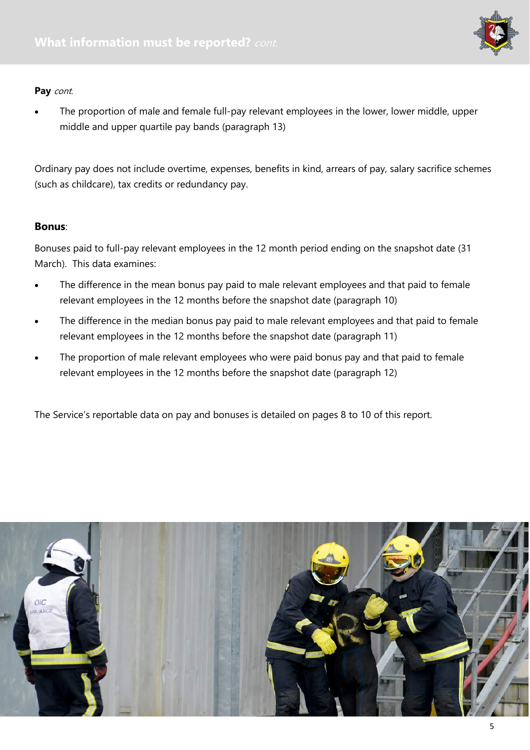**Pay** *cont.*

- The proportion of male and female full-pay relevant employees in the lower, lower middle, upper middle and upper quartile pay bands (paragraph 13)

Ordinary pay does not include overtime, expenses, benefits in kind, arrears of pay, salary sacrifice schemes (such as childcare), tax credits or redundancy pay.

**Bonus**:

Bonuses paid to full-pay relevant employees in the 12 month period ending on the snapshot date (31 March). This data examines:

- The difference in the mean bonus pay paid to male relevant employees and that paid to female relevant employees in the 12 months before the snapshot date (paragraph 10)
- The difference in the median bonus pay paid to male relevant employees and that paid to female relevant employees in the 12 months before the snapshot date (paragraph 11)
- The proportion of male relevant employees who were paid bonus pay and that paid to female relevant employees in the 12 months before the snapshot date (paragraph 12)

The Service's reportable data on pay and bonuses is detailed on pages 8 to 10 of this report.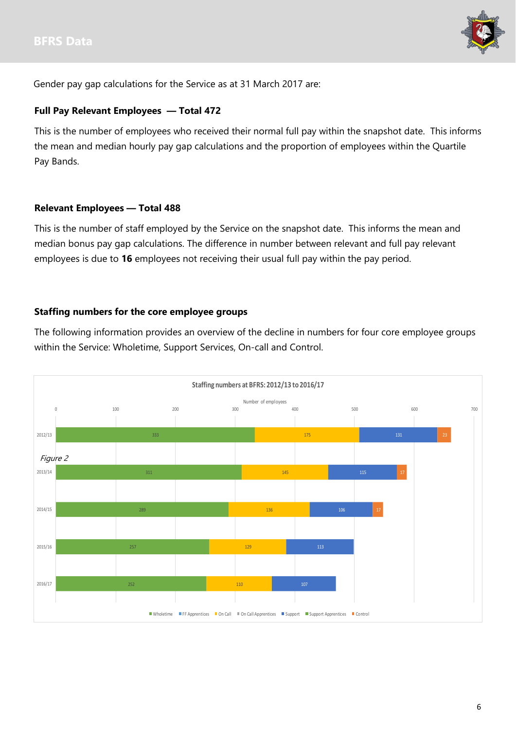## BFRS Data

Gender pay gap calculations for the Service as at 31 March 2017 are:

### Full Pay Relevant Employees — Total 472

This is the number of employees who received their normal full pay within the snapshot date. This informs the mean and median hourly pay gap calculations and the proportion of employees within the Quartile Pay Bands.

### Relevant Employees — Total 488

This is the number of staff employed by the Service on the snapshot date. This informs the mean and median bonus pay gap calculations. The difference in number between relevant and full pay relevant employees is due to **16** employees not receiving their usual full pay within the pay period.

### Staffing numbers for the core employee groups

The following information provides an overview of the decline in numbers for four core employee groups within the Service: Wholetime, Support Services, On-call and Control.

**Staffing numbers at BFRS: 2012/13 to 2016/17**

| Year | Wholetime | On Call | Support | Control |
|---|---|---|---|---|
| 2012/13 | 333 | 175 | 131 | 23 |
| 2013/14 | 311 | 145 | 115 | 17 |
| 2014/15 | 289 | 136 | 106 | 17 |
| 2015/16 | 257 | 129 | 113 | |
| 2016/17 | 252 | 110 | 107 | |

Number of employees

Legend: Wholetime, FF Apprentices, On Call, On Call Apprentices, Support, Support Apprentices, Control

*Figure 2*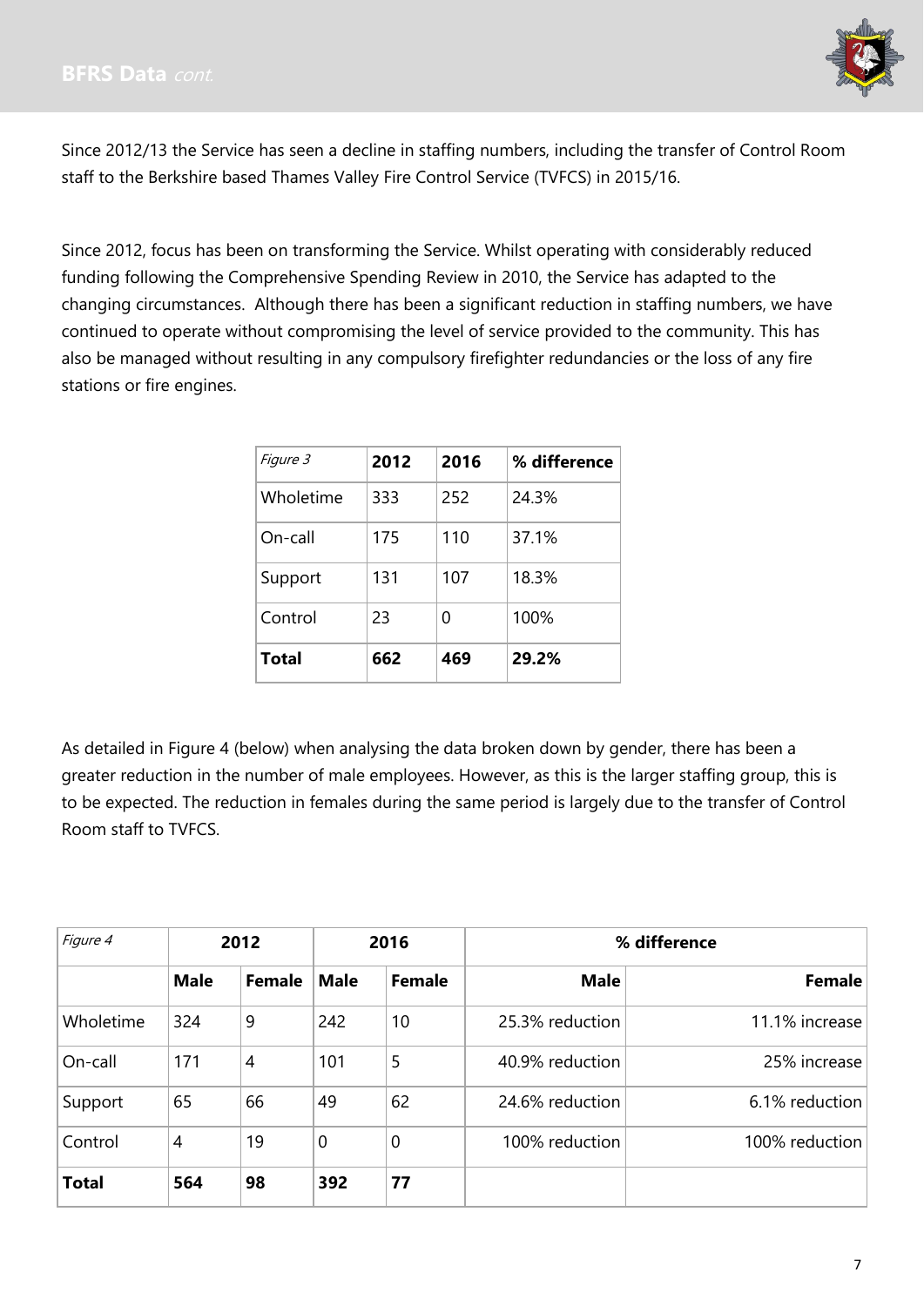## BFRS Data *cont.*

Since 2012/13 the Service has seen a decline in staffing numbers, including the transfer of Control Room staff to the Berkshire based Thames Valley Fire Control Service (TVFCS) in 2015/16.

Since 2012, focus has been on transforming the Service. Whilst operating with considerably reduced funding following the Comprehensive Spending Review in 2010, the Service has adapted to the changing circumstances. Although there has been a significant reduction in staffing numbers, we have continued to operate without compromising the level of service provided to the community. This has also be managed without resulting in any compulsory firefighter redundancies or the loss of any fire stations or fire engines.

| *Figure 3* | **2012** | **2016** | **% difference** |
|---|---|---|---|
| Wholetime | 333 | 252 | 24.3% |
| On-call | 175 | 110 | 37.1% |
| Support | 131 | 107 | 18.3% |
| Control | 23 | 0 | 100% |
| **Total** | **662** | **469** | **29.2%** |

As detailed in Figure 4 (below) when analysing the data broken down by gender, there has been a greater reduction in the number of male employees. However, as this is the larger staffing group, this is to be expected. The reduction in females during the same period is largely due to the transfer of Control Room staff to TVFCS.

| *Figure 4* | **2012** | | **2016** | | **% difference** | |
|---|---|---|---|---|---|---|
| | **Male** | **Female** | **Male** | **Female** | **Male** | **Female** |
| Wholetime | 324 | 9 | 242 | 10 | 25.3% reduction | 11.1% increase |
| On-call | 171 | 4 | 101 | 5 | 40.9% reduction | 25% increase |
| Support | 65 | 66 | 49 | 62 | 24.6% reduction | 6.1% reduction |
| Control | 4 | 19 | 0 | 0 | 100% reduction | 100% reduction |
| **Total** | **564** | **98** | **392** | **77** | | |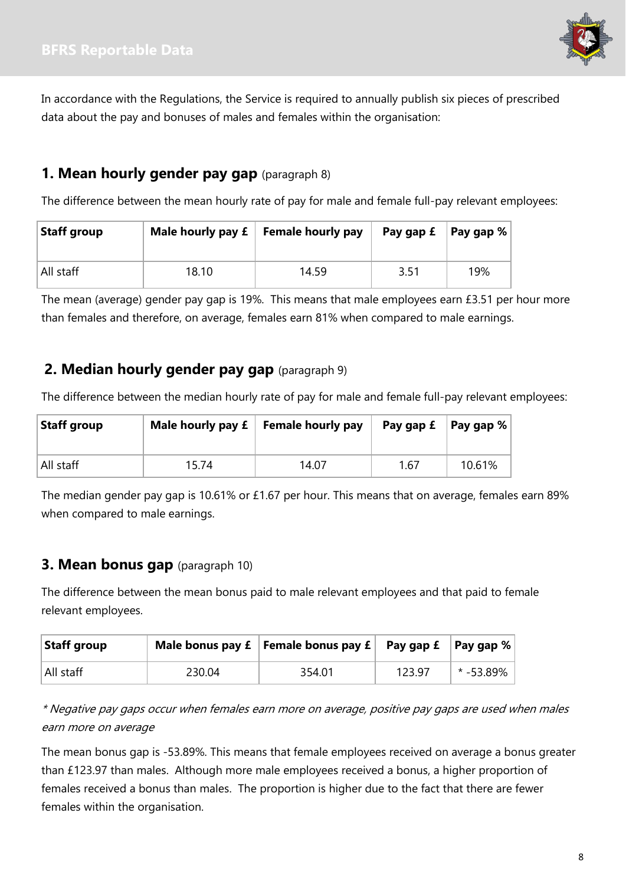In accordance with the Regulations, the Service is required to annually publish six pieces of prescribed data about the pay and bonuses of males and females within the organisation:

## 1. Mean hourly gender pay gap (paragraph 8)

The difference between the mean hourly rate of pay for male and female full-pay relevant employees:

| Staff group | Male hourly pay £ | Female hourly pay | Pay gap £ | Pay gap % |
|---|---|---|---|---|
| All staff | 18.10 | 14.59 | 3.51 | 19% |

The mean (average) gender pay gap is 19%. This means that male employees earn £3.51 per hour more than females and therefore, on average, females earn 81% when compared to male earnings.

## 2. Median hourly gender pay gap (paragraph 9)

The difference between the median hourly rate of pay for male and female full-pay relevant employees:

| Staff group | Male hourly pay £ | Female hourly pay | Pay gap £ | Pay gap % |
|---|---|---|---|---|
| All staff | 15.74 | 14.07 | 1.67 | 10.61% |

The median gender pay gap is 10.61% or £1.67 per hour. This means that on average, females earn 89% when compared to male earnings.

## 3. Mean bonus gap (paragraph 10)

The difference between the mean bonus paid to male relevant employees and that paid to female relevant employees.

| Staff group | Male bonus pay £ | Female bonus pay £ | Pay gap £ | Pay gap % |
|---|---|---|---|---|
| All staff | 230.04 | 354.01 | 123.97 | * -53.89% |

*\* Negative pay gaps occur when females earn more on average, positive pay gaps are used when males earn more on average*

The mean bonus gap is -53.89%. This means that female employees received on average a bonus greater than £123.97 than males. Although more male employees received a bonus, a higher proportion of females received a bonus than males. The proportion is higher due to the fact that there are fewer females within the organisation.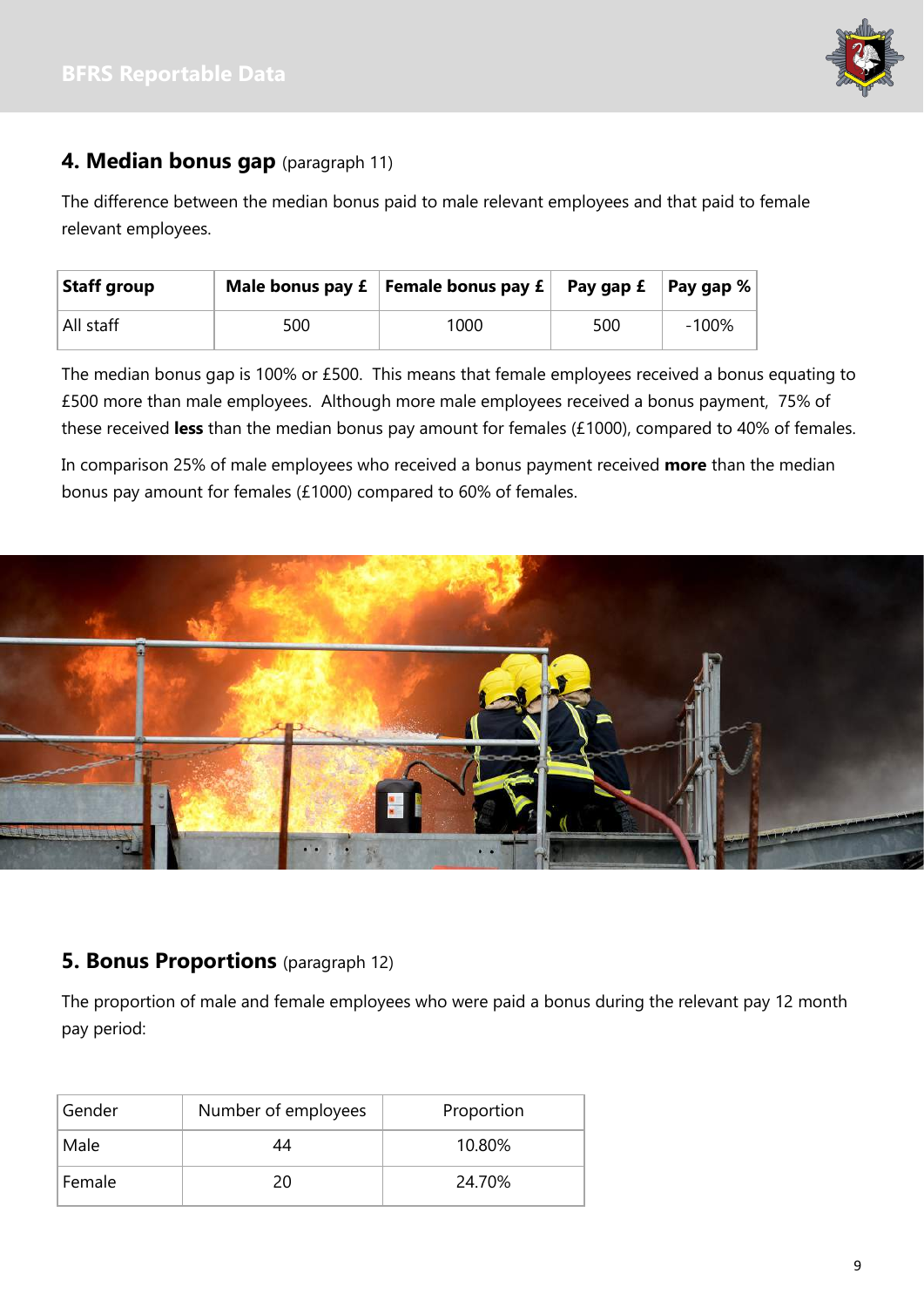## 4. Median bonus gap (paragraph 11)

The difference between the median bonus paid to male relevant employees and that paid to female relevant employees.

| Staff group | Male bonus pay £ | Female bonus pay £ | Pay gap £ | Pay gap % |
|---|---|---|---|---|
| All staff | 500 | 1000 | 500 | -100% |

The median bonus gap is 100% or £500. This means that female employees received a bonus equating to £500 more than male employees. Although more male employees received a bonus payment, 75% of these received **less** than the median bonus pay amount for females (£1000), compared to 40% of females.

In comparison 25% of male employees who received a bonus payment received **more** than the median bonus pay amount for females (£1000) compared to 60% of females.

## 5. Bonus Proportions (paragraph 12)

The proportion of male and female employees who were paid a bonus during the relevant pay 12 month pay period:

| Gender | Number of employees | Proportion |
|---|---|---|
| Male | 44 | 10.80% |
| Female | 20 | 24.70% |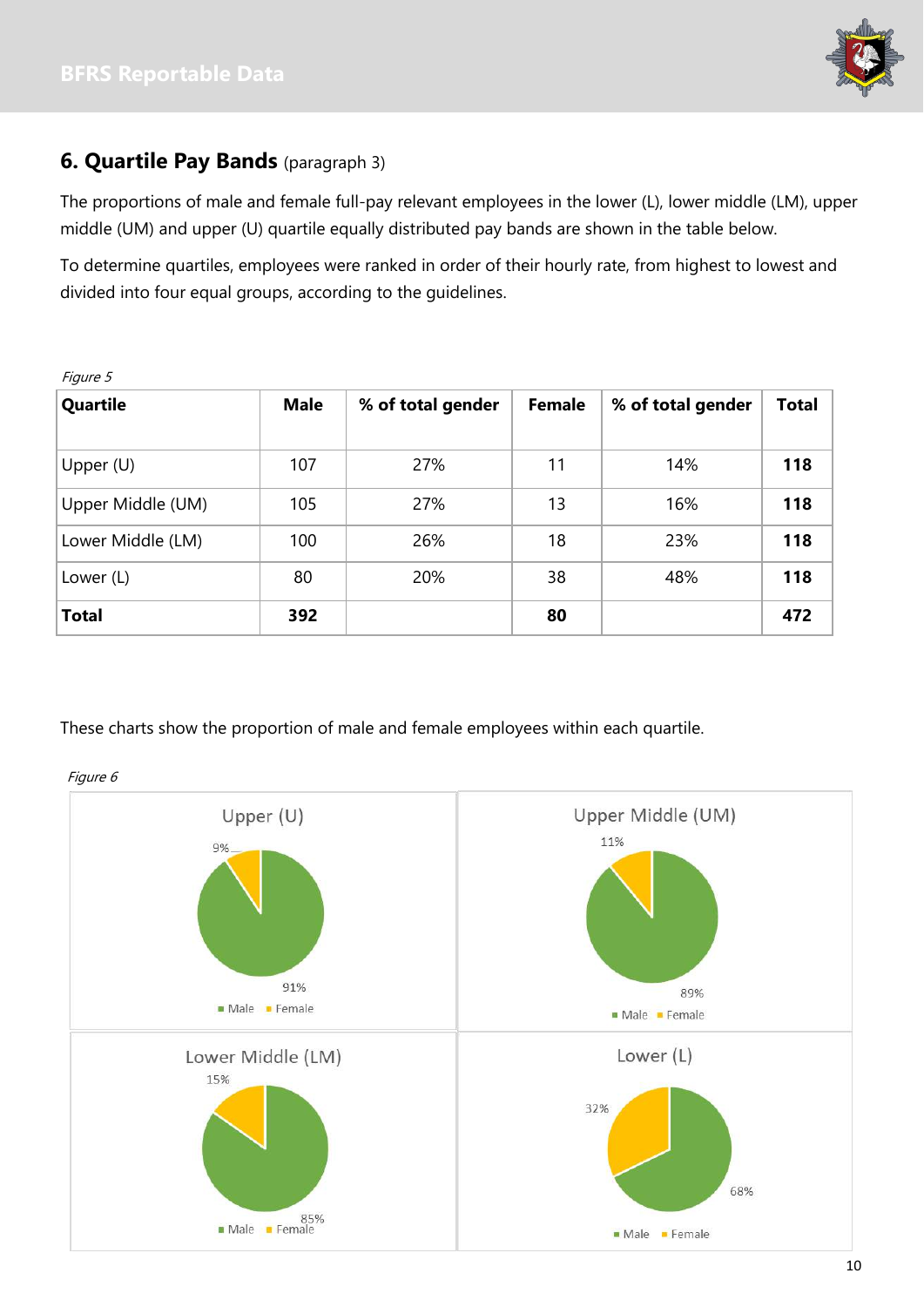## 6. Quartile Pay Bands (paragraph 3)

The proportions of male and female full-pay relevant employees in the lower (L), lower middle (LM), upper middle (UM) and upper (U) quartile equally distributed pay bands are shown in the table below.

To determine quartiles, employees were ranked in order of their hourly rate, from highest to lowest and divided into four equal groups, according to the guidelines.

*Figure 5*

| Quartile | Male | % of total gender | Female | % of total gender | Total |
|---|---|---|---|---|---|
| Upper (U) | 107 | 27% | 11 | 14% | **118** |
| Upper Middle (UM) | 105 | 27% | 13 | 16% | **118** |
| Lower Middle (LM) | 100 | 26% | 18 | 23% | **118** |
| Lower (L) | 80 | 20% | 38 | 48% | **118** |
| **Total** | **392** | | **80** | | **472** |

These charts show the proportion of male and female employees within each quartile.

*Figure 6*

Upper (U): Male 91%, Female 9%

Upper Middle (UM): Male 89%, Female 11%

Lower Middle (LM): Male 85%, Female 15%

Lower (L): Male 68%, Female 32%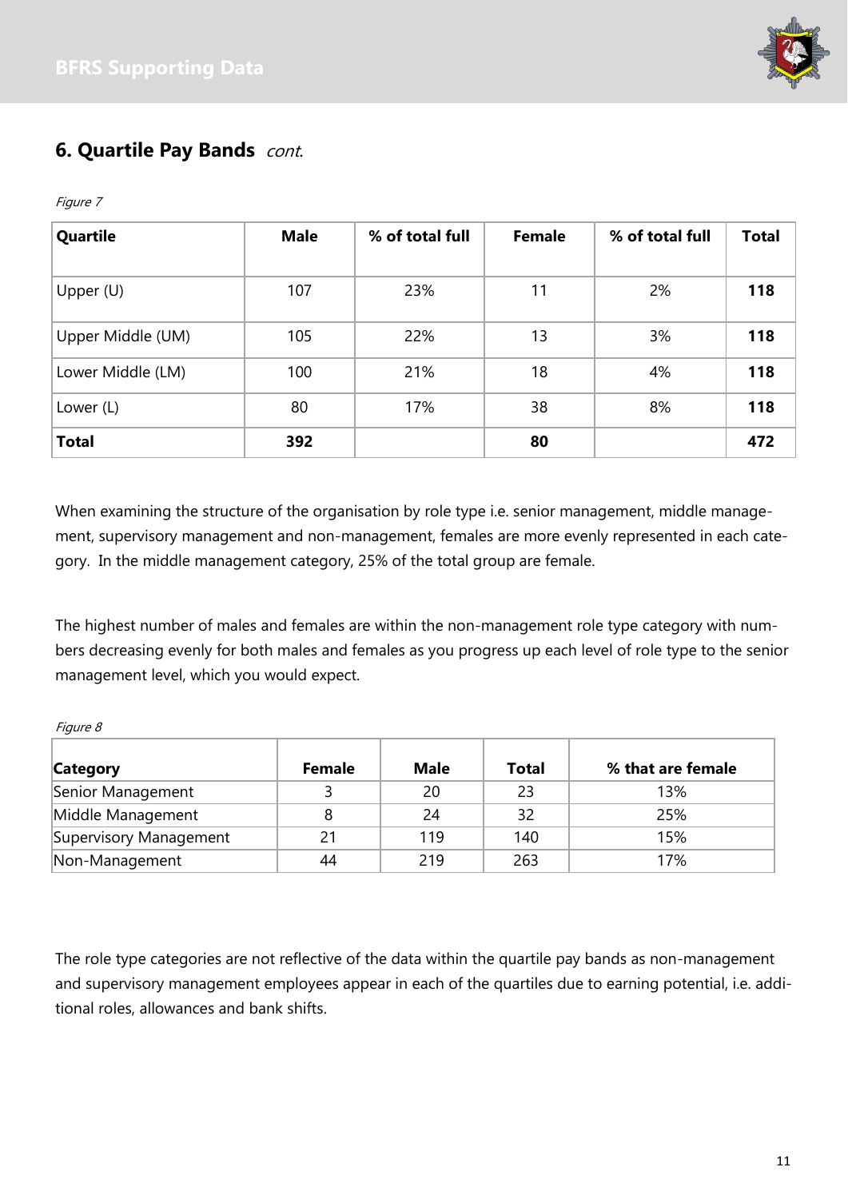## 6. Quartile Pay Bands *cont.*

*Figure 7*

| Quartile | Male | % of total full | Female | % of total full | Total |
|---|---|---|---|---|---|
| Upper (U) | 107 | 23% | 11 | 2% | **118** |
| Upper Middle (UM) | 105 | 22% | 13 | 3% | **118** |
| Lower Middle (LM) | 100 | 21% | 18 | 4% | **118** |
| Lower (L) | 80 | 17% | 38 | 8% | **118** |
| **Total** | **392** | | **80** | | **472** |

When examining the structure of the organisation by role type i.e. senior management, middle management, supervisory management and non-management, females are more evenly represented in each category. In the middle management category, 25% of the total group are female.

The highest number of males and females are within the non-management role type category with numbers decreasing evenly for both males and females as you progress up each level of role type to the senior management level, which you would expect.

*Figure 8*

| Category | Female | Male | Total | % that are female |
|---|---|---|---|---|
| Senior Management | 3 | 20 | 23 | 13% |
| Middle Management | 8 | 24 | 32 | 25% |
| Supervisory Management | 21 | 119 | 140 | 15% |
| Non-Management | 44 | 219 | 263 | 17% |

The role type categories are not reflective of the data within the quartile pay bands as non-management and supervisory management employees appear in each of the quartiles due to earning potential, i.e. additional roles, allowances and bank shifts.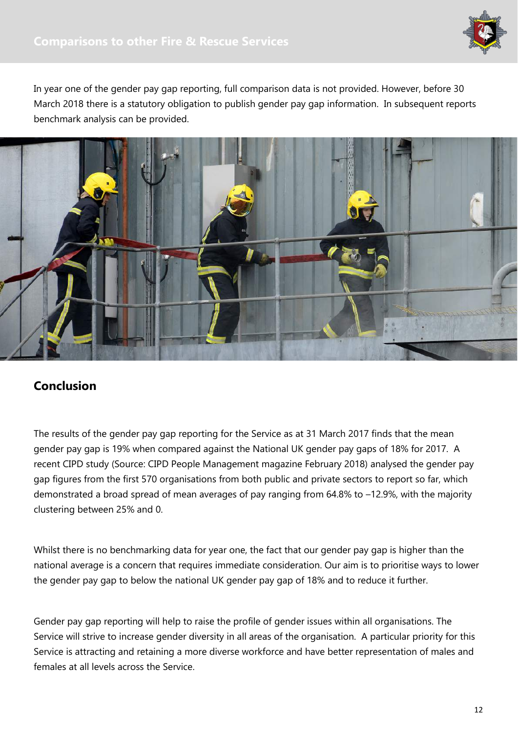## Comparisons to other Fire & Rescue Services

In year one of the gender pay gap reporting, full comparison data is not provided. However, before 30 March 2018 there is a statutory obligation to publish gender pay gap information. In subsequent reports benchmark analysis can be provided.

## Conclusion

The results of the gender pay gap reporting for the Service as at 31 March 2017 finds that the mean gender pay gap is 19% when compared against the National UK gender pay gaps of 18% for 2017. A recent CIPD study (Source: CIPD People Management magazine February 2018) analysed the gender pay gap figures from the first 570 organisations from both public and private sectors to report so far, which demonstrated a broad spread of mean averages of pay ranging from 64.8% to –12.9%, with the majority clustering between 25% and 0.

Whilst there is no benchmarking data for year one, the fact that our gender pay gap is higher than the national average is a concern that requires immediate consideration. Our aim is to prioritise ways to lower the gender pay gap to below the national UK gender pay gap of 18% and to reduce it further.

Gender pay gap reporting will help to raise the profile of gender issues within all organisations. The Service will strive to increase gender diversity in all areas of the organisation. A particular priority for this Service is attracting and retaining a more diverse workforce and have better representation of males and females at all levels across the Service.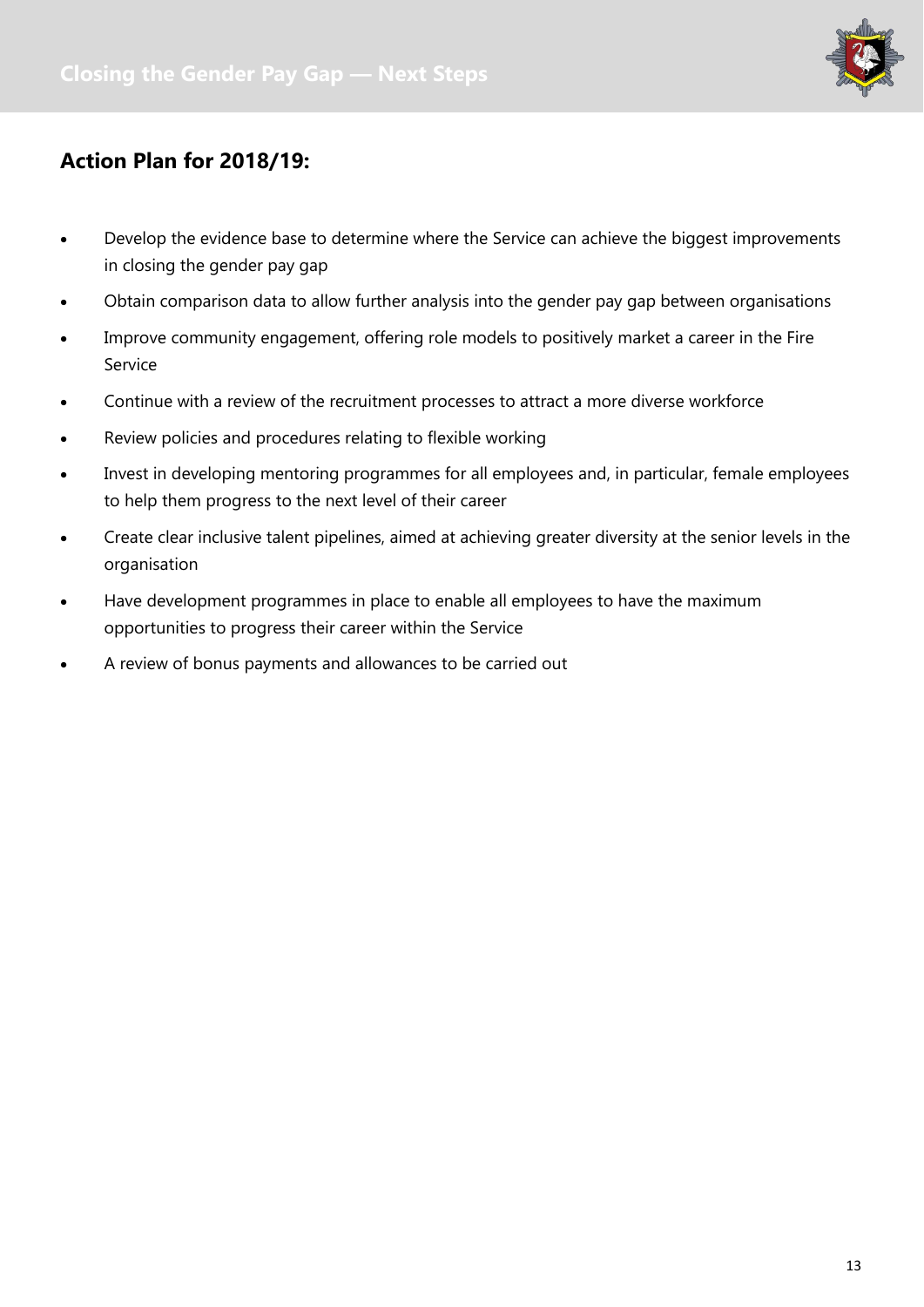## Closing the Gender Pay Gap — Next Steps

### Action Plan for 2018/19:

- Develop the evidence base to determine where the Service can achieve the biggest improvements in closing the gender pay gap
- Obtain comparison data to allow further analysis into the gender pay gap between organisations
- Improve community engagement, offering role models to positively market a career in the Fire Service
- Continue with a review of the recruitment processes to attract a more diverse workforce
- Review policies and procedures relating to flexible working
- Invest in developing mentoring programmes for all employees and, in particular, female employees to help them progress to the next level of their career
- Create clear inclusive talent pipelines, aimed at achieving greater diversity at the senior levels in the organisation
- Have development programmes in place to enable all employees to have the maximum opportunities to progress their career within the Service
- A review of bonus payments and allowances to be carried out